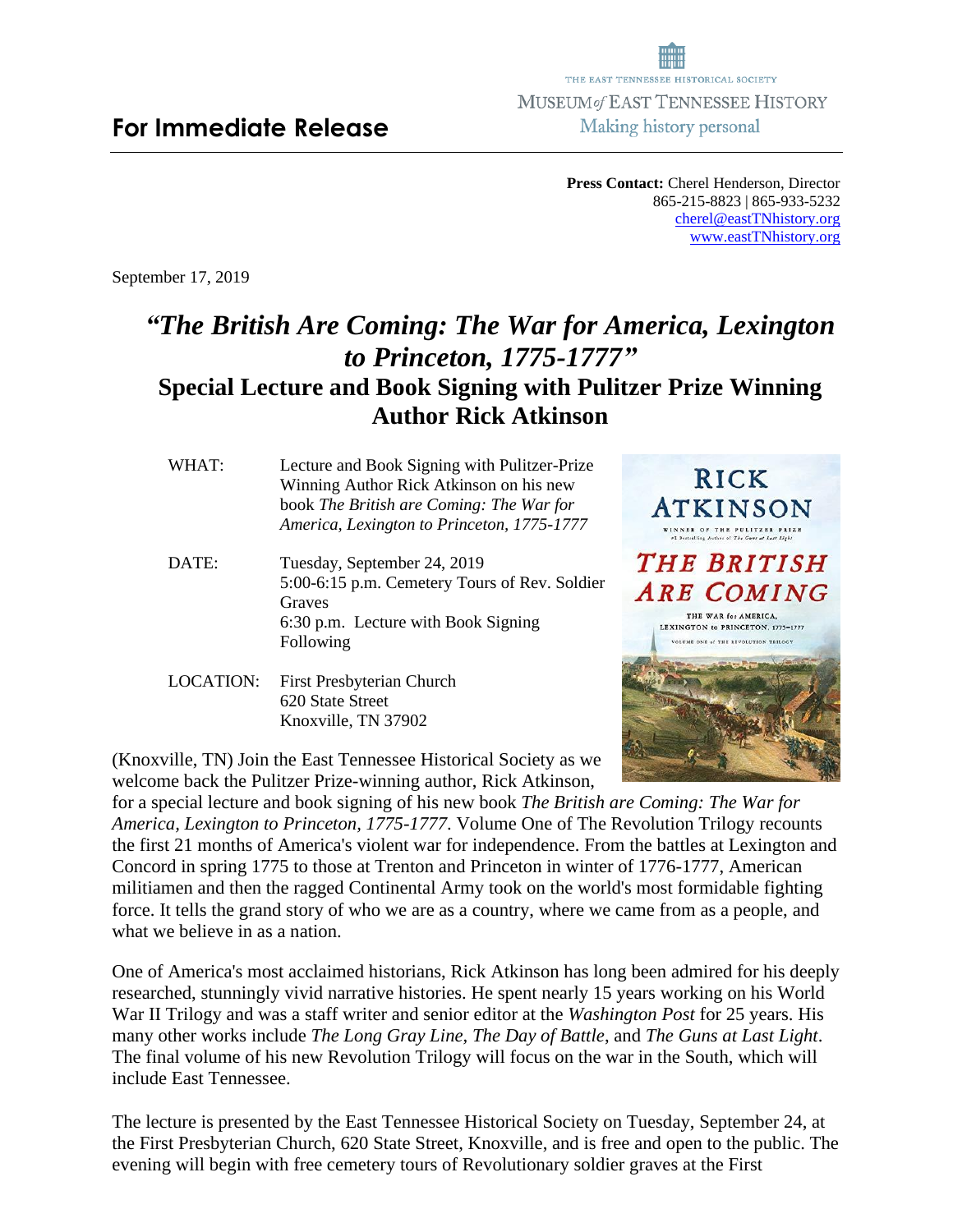**For Immediate Release**

THE EAST TENNESSEE HISTORICAL SOCIETY
MUSEUM *of* EAST TENNESSEE HISTORY
Making history personal

**Press Contact:** Cherel Henderson, Director
865-215-8823 | 865-933-5232
cherel@eastTNhistory.org
www.eastTNhistory.org

September 17, 2019

# *"The British Are Coming: The War for America, Lexington to Princeton, 1775-1777"*

## Special Lecture and Book Signing with Pulitzer Prize Winning Author Rick Atkinson

WHAT: Lecture and Book Signing with Pulitzer-Prize Winning Author Rick Atkinson on his new book *The British are Coming: The War for America, Lexington to Princeton, 1775-1777*

DATE: Tuesday, September 24, 2019
5:00-6:15 p.m. Cemetery Tours of Rev. Soldier Graves
6:30 p.m. Lecture with Book Signing Following

LOCATION: First Presbyterian Church
620 State Street
Knoxville, TN 37902

(Knoxville, TN) Join the East Tennessee Historical Society as we welcome back the Pulitzer Prize-winning author, Rick Atkinson, for a special lecture and book signing of his new book *The British are Coming: The War for America, Lexington to Princeton, 1775-1777.* Volume One of The Revolution Trilogy recounts the first 21 months of America's violent war for independence. From the battles at Lexington and Concord in spring 1775 to those at Trenton and Princeton in winter of 1776-1777, American militiamen and then the ragged Continental Army took on the world's most formidable fighting force. It tells the grand story of who we are as a country, where we came from as a people, and what we believe in as a nation.

One of America's most acclaimed historians, Rick Atkinson has long been admired for his deeply researched, stunningly vivid narrative histories. He spent nearly 15 years working on his World War II Trilogy and was a staff writer and senior editor at the *Washington Post* for 25 years. His many other works include *The Long Gray Line, The Day of Battle*, and *The Guns at Last Light*. The final volume of his new Revolution Trilogy will focus on the war in the South, which will include East Tennessee.

The lecture is presented by the East Tennessee Historical Society on Tuesday, September 24, at the First Presbyterian Church, 620 State Street, Knoxville, and is free and open to the public. The evening will begin with free cemetery tours of Revolutionary soldier graves at the First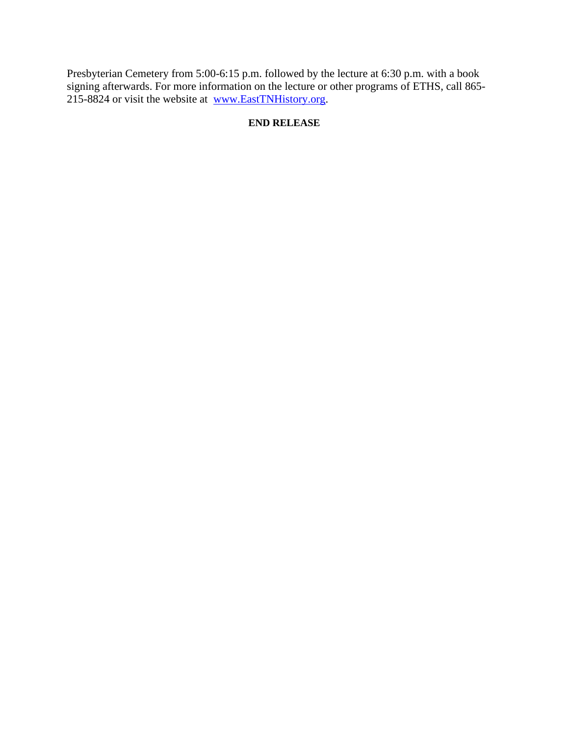Presbyterian Cemetery from 5:00-6:15 p.m. followed by the lecture at 6:30 p.m. with a book signing afterwards. For more information on the lecture or other programs of ETHS, call 865-215-8824 or visit the website at [www.EastTNHistory.org](http://www.EastTNHistory.org).

**END RELEASE**